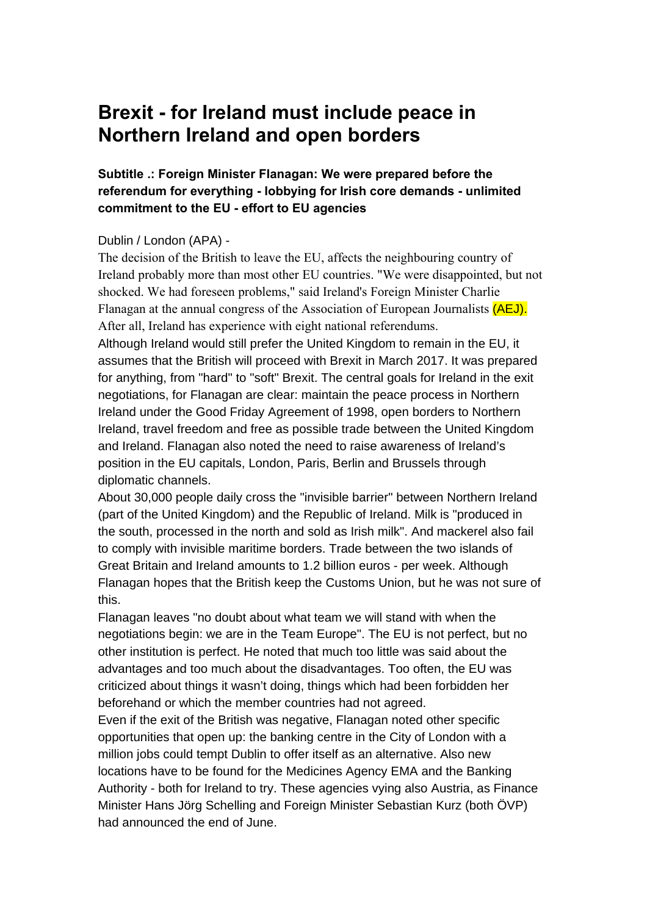# Brexit - for Ireland must include peace in Northern Ireland and open borders

**Subtitle .: Foreign Minister Flanagan: We were prepared before the referendum for everything - lobbying for Irish core demands - unlimited commitment to the EU - effort to EU agencies**

Dublin / London (APA) -

The decision of the British to leave the EU, affects the neighbouring country of Ireland probably more than most other EU countries. "We were disappointed, but not shocked. We had foreseen problems," said Ireland's Foreign Minister Charlie Flanagan at the annual congress of the Association of European Journalists (AEJ). After all, Ireland has experience with eight national referendums.

Although Ireland would still prefer the United Kingdom to remain in the EU, it assumes that the British will proceed with Brexit in March 2017. It was prepared for anything, from "hard" to "soft" Brexit. The central goals for Ireland in the exit negotiations, for Flanagan are clear: maintain the peace process in Northern Ireland under the Good Friday Agreement of 1998, open borders to Northern Ireland, travel freedom and free as possible trade between the United Kingdom and Ireland. Flanagan also noted the need to raise awareness of Ireland's position in the EU capitals, London, Paris, Berlin and Brussels through diplomatic channels.

About 30,000 people daily cross the "invisible barrier" between Northern Ireland (part of the United Kingdom) and the Republic of Ireland. Milk is "produced in the south, processed in the north and sold as Irish milk". And mackerel also fail to comply with invisible maritime borders. Trade between the two islands of Great Britain and Ireland amounts to 1.2 billion euros - per week. Although Flanagan hopes that the British keep the Customs Union, but he was not sure of this.

Flanagan leaves "no doubt about what team we will stand with when the negotiations begin: we are in the Team Europe". The EU is not perfect, but no other institution is perfect. He noted that much too little was said about the advantages and too much about the disadvantages. Too often, the EU was criticized about things it wasn't doing, things which had been forbidden her beforehand or which the member countries had not agreed.

Even if the exit of the British was negative, Flanagan noted other specific opportunities that open up: the banking centre in the City of London with a million jobs could tempt Dublin to offer itself as an alternative. Also new locations have to be found for the Medicines Agency EMA and the Banking Authority - both for Ireland to try. These agencies vying also Austria, as Finance Minister Hans Jörg Schelling and Foreign Minister Sebastian Kurz (both ÖVP) had announced the end of June.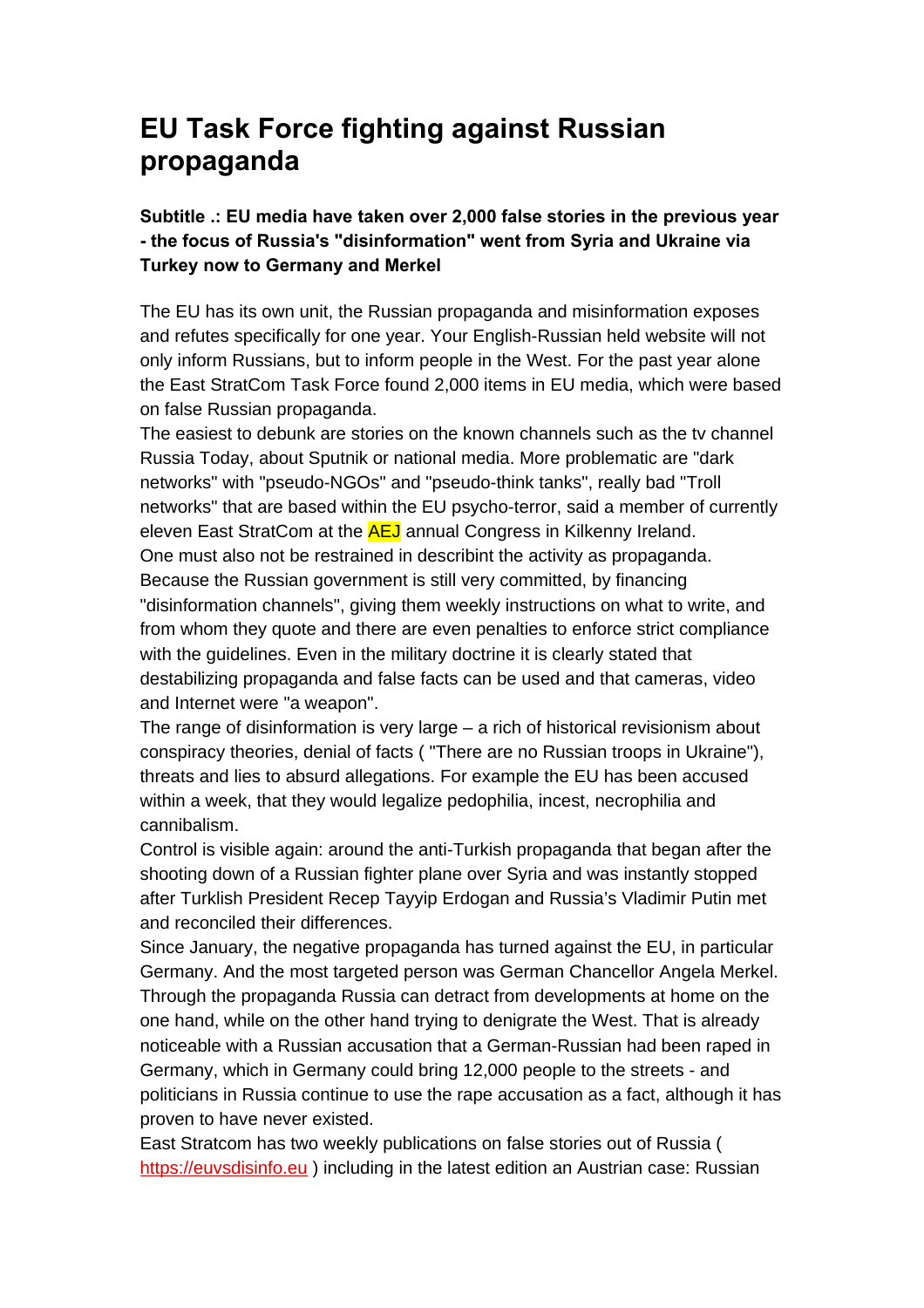# EU Task Force fighting against Russian propaganda

**Subtitle .: EU media have taken over 2,000 false stories in the previous year - the focus of Russia's "disinformation" went from Syria and Ukraine via Turkey now to Germany and Merkel**

The EU has its own unit, the Russian propaganda and misinformation exposes and refutes specifically for one year. Your English-Russian held website will not only inform Russians, but to inform people in the West. For the past year alone the East StratCom Task Force found 2,000 items in EU media, which were based on false Russian propaganda.
The easiest to debunk are stories on the known channels such as the tv channel Russia Today, about Sputnik or national media. More problematic are "dark networks" with "pseudo-NGOs" and "pseudo-think tanks", really bad "Troll networks" that are based within the EU psycho-terror, said a member of currently eleven East StratCom at the AEJ annual Congress in Kilkenny Ireland.
One must also not be restrained in describint the activity as propaganda. Because the Russian government is still very committed, by financing "disinformation channels", giving them weekly instructions on what to write, and from whom they quote and there are even penalties to enforce strict compliance with the guidelines. Even in the military doctrine it is clearly stated that destabilizing propaganda and false facts can be used and that cameras, video and Internet were "a weapon".
The range of disinformation is very large – a rich of historical revisionism about conspiracy theories, denial of facts ( "There are no Russian troops in Ukraine"), threats and lies to absurd allegations. For example the EU has been accused within a week, that they would legalize pedophilia, incest, necrophilia and cannibalism.
Control is visible again: around the anti-Turkish propaganda that began after the shooting down of a Russian fighter plane over Syria and was instantly stopped after Turklish President Recep Tayyip Erdogan and Russia's Vladimir Putin met and reconciled their differences.
Since January, the negative propaganda has turned against the EU, in particular Germany. And the most targeted person was German Chancellor Angela Merkel. Through the propaganda Russia can detract from developments at home on the one hand, while on the other hand trying to denigrate the West. That is already noticeable with a Russian accusation that a German-Russian had been raped in Germany, which in Germany could bring 12,000 people to the streets - and politicians in Russia continue to use the rape accusation as a fact, although it has proven to have never existed.
East Stratcom has two weekly publications on false stories out of Russia ( https://euvsdisinfo.eu ) including in the latest edition an Austrian case: Russian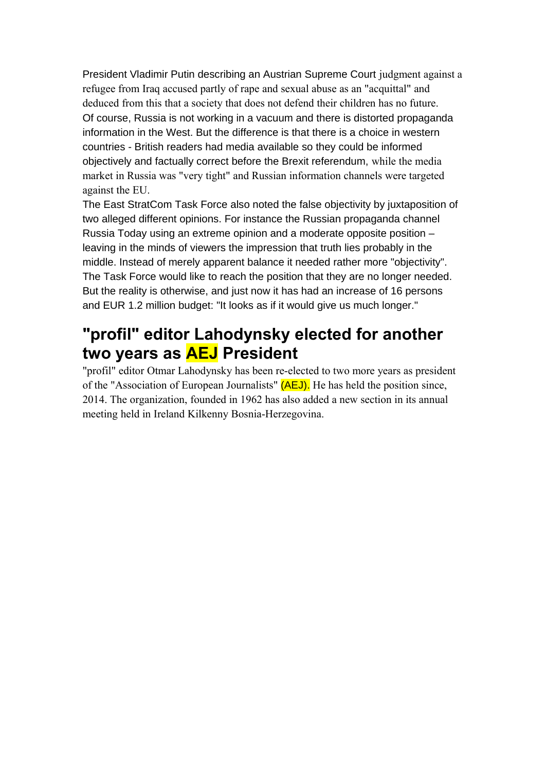President Vladimir Putin describing an Austrian Supreme Court judgment against a refugee from Iraq accused partly of rape and sexual abuse as an "acquittal" and deduced from this that a society that does not defend their children has no future.
Of course, Russia is not working in a vacuum and there is distorted propaganda information in the West. But the difference is that there is a choice in western countries - British readers had media available so they could be informed objectively and factually correct before the Brexit referendum, while the media market in Russia was "very tight" and Russian information channels were targeted against the EU.
The East StratCom Task Force also noted the false objectivity by juxtaposition of two alleged different opinions. For instance the Russian propaganda channel Russia Today using an extreme opinion and a moderate opposite position – leaving in the minds of viewers the impression that truth lies probably in the middle. Instead of merely apparent balance it needed rather more "objectivity".
The Task Force would like to reach the position that they are no longer needed. But the reality is otherwise, and just now it has had an increase of 16 persons and EUR 1.2 million budget: "It looks as if it would give us much longer."

## "profil" editor Lahodynsky elected for another two years as AEJ President

"profil" editor Otmar Lahodynsky has been re-elected to two more years as president of the "Association of European Journalists" (AEJ). He has held the position since, 2014. The organization, founded in 1962 has also added a new section in its annual meeting held in Ireland Kilkenny Bosnia-Herzegovina.